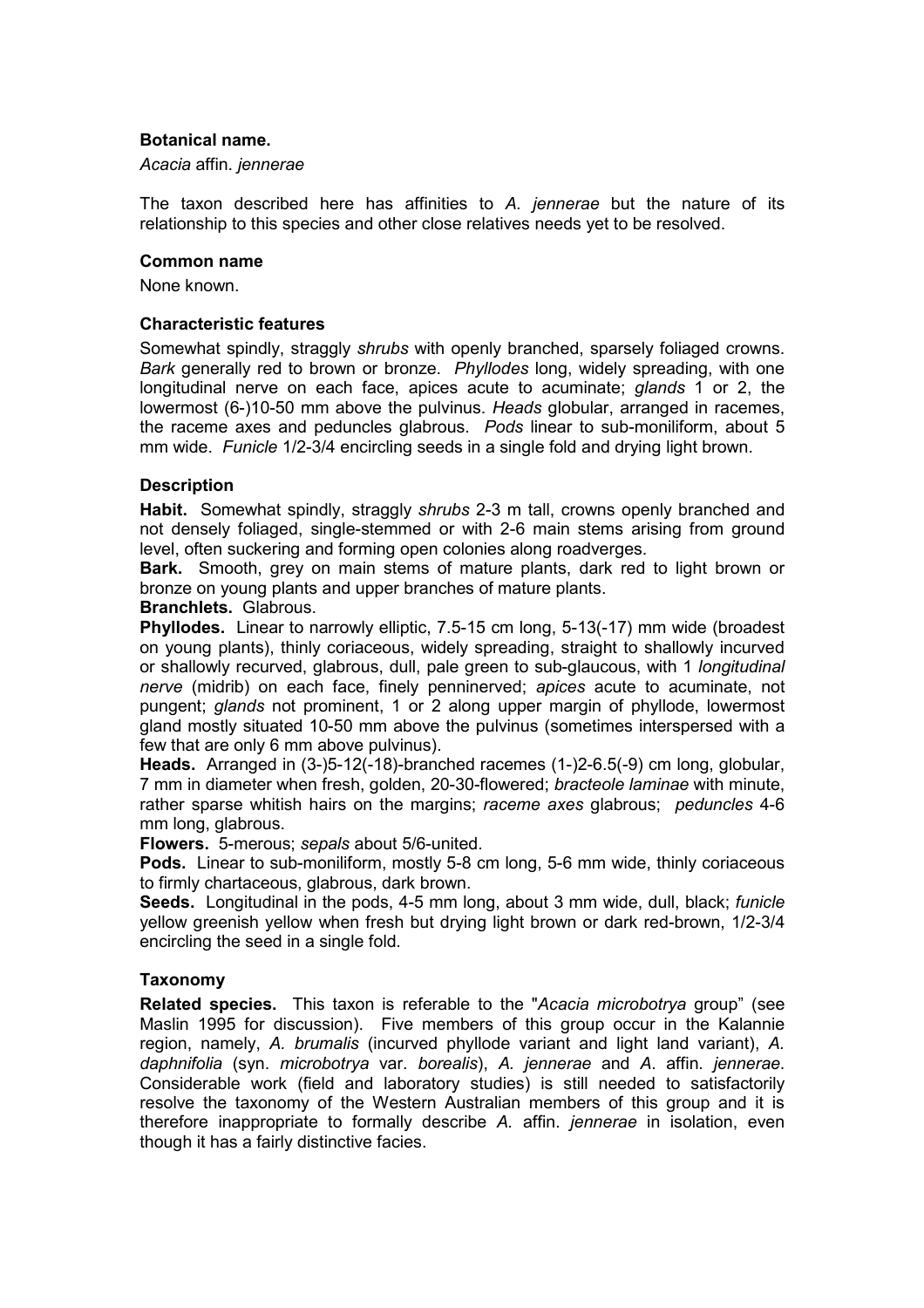### Botanical name.

*Acacia* affin. *jennerae*

The taxon described here has affinities to *A. jennerae* but the nature of its relationship to this species and other close relatives needs yet to be resolved.

### Common name

None known.

### Characteristic features

Somewhat spindly, straggly *shrubs* with openly branched, sparsely foliaged crowns. *Bark* generally red to brown or bronze. *Phyllodes* long, widely spreading, with one longitudinal nerve on each face, apices acute to acuminate; *glands* 1 or 2, the lowermost (6-)10-50 mm above the pulvinus. *Heads* globular, arranged in racemes, the raceme axes and peduncles glabrous. *Pods* linear to sub-moniliform, about 5 mm wide. *Funicle* 1/2-3/4 encircling seeds in a single fold and drying light brown.

### Description

**Habit.** Somewhat spindly, straggly *shrubs* 2-3 m tall, crowns openly branched and not densely foliaged, single-stemmed or with 2-6 main stems arising from ground level, often suckering and forming open colonies along roadverges.

**Bark.** Smooth, grey on main stems of mature plants, dark red to light brown or bronze on young plants and upper branches of mature plants.

**Branchlets.** Glabrous.

**Phyllodes.** Linear to narrowly elliptic, 7.5-15 cm long, 5-13(-17) mm wide (broadest on young plants), thinly coriaceous, widely spreading, straight to shallowly incurved or shallowly recurved, glabrous, dull, pale green to sub-glaucous, with 1 *longitudinal nerve* (midrib) on each face, finely penninerved; *apices* acute to acuminate, not pungent; *glands* not prominent, 1 or 2 along upper margin of phyllode, lowermost gland mostly situated 10-50 mm above the pulvinus (sometimes interspersed with a few that are only 6 mm above pulvinus).

**Heads.** Arranged in (3-)5-12(-18)-branched racemes (1-)2-6.5(-9) cm long, globular, 7 mm in diameter when fresh, golden, 20-30-flowered; *bracteole laminae* with minute, rather sparse whitish hairs on the margins; *raceme axes* glabrous; *peduncles* 4-6 mm long, glabrous.

**Flowers.** 5-merous; *sepals* about 5/6-united.

**Pods.** Linear to sub-moniliform, mostly 5-8 cm long, 5-6 mm wide, thinly coriaceous to firmly chartaceous, glabrous, dark brown.

**Seeds.** Longitudinal in the pods, 4-5 mm long, about 3 mm wide, dull, black; *funicle* yellow greenish yellow when fresh but drying light brown or dark red-brown, 1/2-3/4 encircling the seed in a single fold.

### Taxonomy

**Related species.** This taxon is referable to the "*Acacia microbotrya* group" (see Maslin 1995 for discussion). Five members of this group occur in the Kalannie region, namely, *A. brumalis* (incurved phyllode variant and light land variant), *A. daphnifolia* (syn. *microbotrya* var. *borealis*), *A. jennerae* and *A.* affin. *jennerae.* Considerable work (field and laboratory studies) is still needed to satisfactorily resolve the taxonomy of the Western Australian members of this group and it is therefore inappropriate to formally describe *A.* affin. *jennerae* in isolation, even though it has a fairly distinctive facies.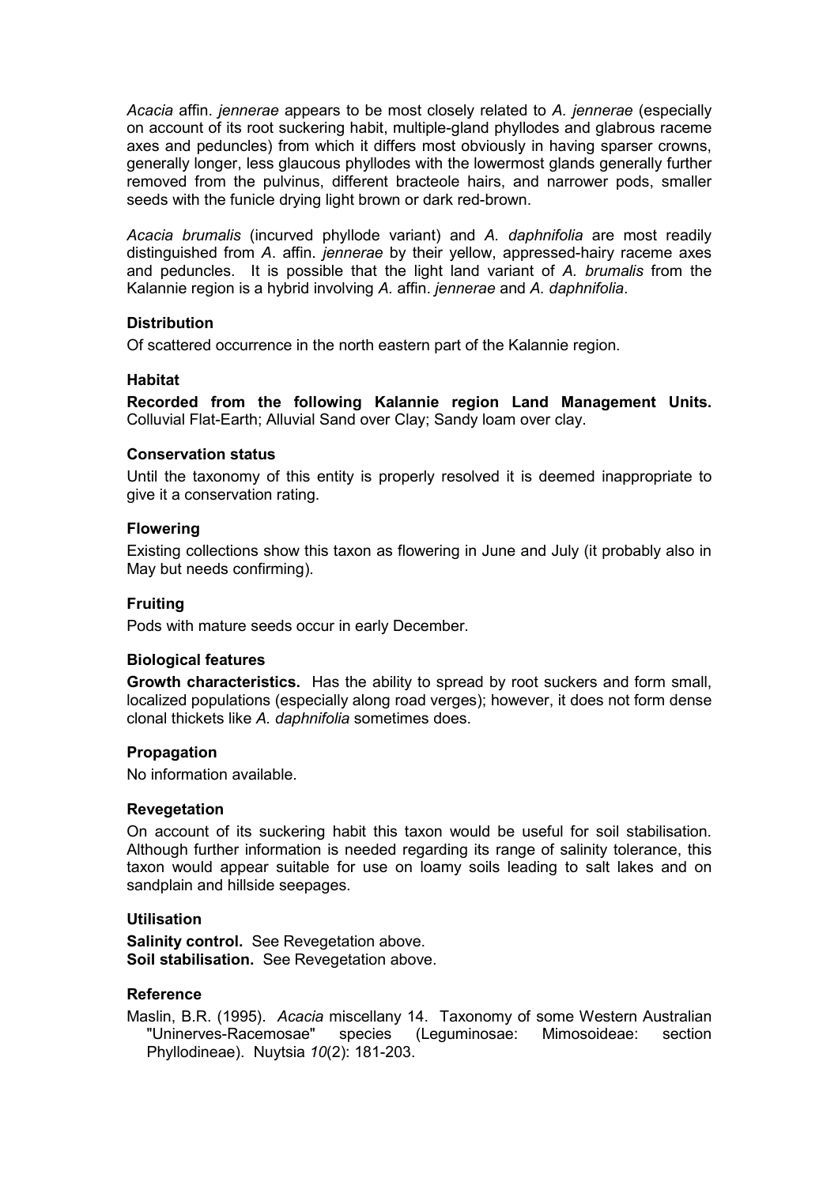*Acacia* affin. *jennerae* appears to be most closely related to *A. jennerae* (especially on account of its root suckering habit, multiple-gland phyllodes and glabrous raceme axes and peduncles) from which it differs most obviously in having sparser crowns, generally longer, less glaucous phyllodes with the lowermost glands generally further removed from the pulvinus, different bracteole hairs, and narrower pods, smaller seeds with the funicle drying light brown or dark red-brown.

*Acacia brumalis* (incurved phyllode variant) and *A. daphnifolia* are most readily distinguished from *A*. affin. *jennerae* by their yellow, appressed-hairy raceme axes and peduncles. It is possible that the light land variant of *A. brumalis* from the Kalannie region is a hybrid involving *A.* affin. *jennerae* and *A. daphnifolia*.

### Distribution

Of scattered occurrence in the north eastern part of the Kalannie region.

### Habitat

**Recorded from the following Kalannie region Land Management Units.** Colluvial Flat-Earth; Alluvial Sand over Clay; Sandy loam over clay.

### Conservation status

Until the taxonomy of this entity is properly resolved it is deemed inappropriate to give it a conservation rating.

### Flowering

Existing collections show this taxon as flowering in June and July (it probably also in May but needs confirming).

### Fruiting

Pods with mature seeds occur in early December.

### Biological features

**Growth characteristics.** Has the ability to spread by root suckers and form small, localized populations (especially along road verges); however, it does not form dense clonal thickets like *A. daphnifolia* sometimes does.

### Propagation

No information available.

### Revegetation

On account of its suckering habit this taxon would be useful for soil stabilisation. Although further information is needed regarding its range of salinity tolerance, this taxon would appear suitable for use on loamy soils leading to salt lakes and on sandplain and hillside seepages.

### Utilisation

**Salinity control.** See Revegetation above.
**Soil stabilisation.** See Revegetation above.

### Reference

Maslin, B.R. (1995). *Acacia* miscellany 14. Taxonomy of some Western Australian "Uninerves-Racemosae" species (Leguminosae: Mimosoideae: section Phyllodineae). Nuytsia *10*(2): 181-203.